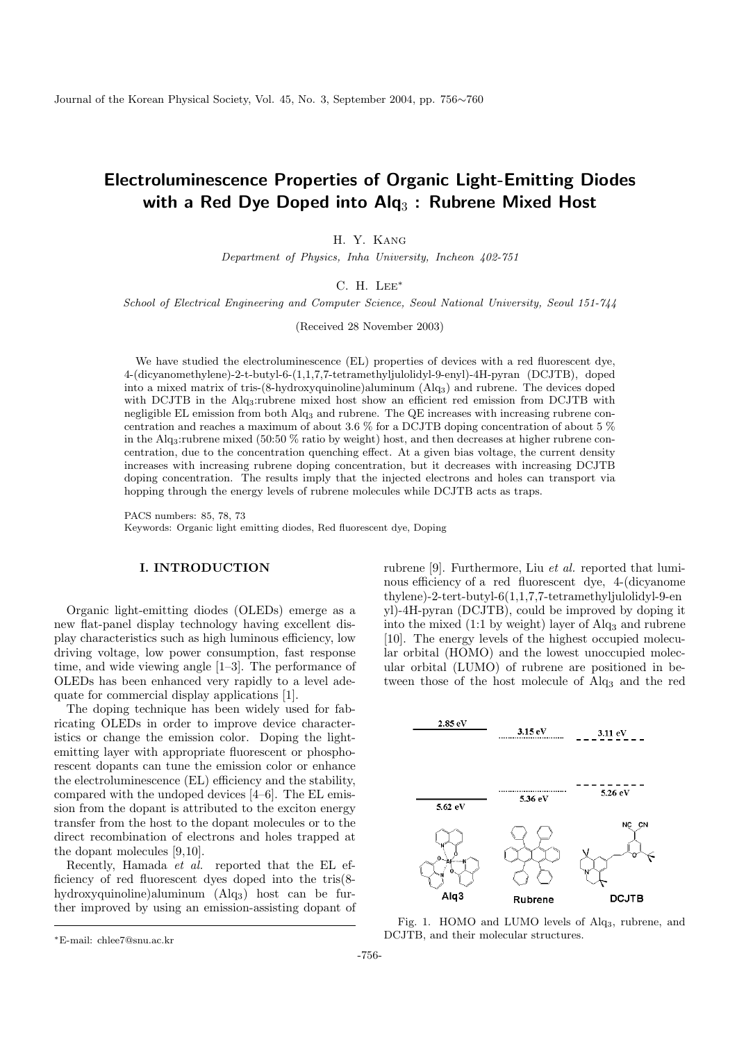# Electroluminescence Properties of Organic Light-Emitting Diodes with a Red Dye Doped into $Alq_3$ : Rubrene Mixed Host

H. Y. Kang

*Department of Physics, Inha University, Incheon 402-751*

C. H. Lee*

*School of Electrical Engineering and Computer Science, Seoul National University, Seoul 151-744*

(Received 28 November 2003)

We have studied the electroluminescence (EL) properties of devices with a red fluorescent dye, 4-(dicyanomethylene)-2-t-butyl-6-(1,1,7,7-tetramethyljulolidyl-9-enyl)-4H-pyran (DCJTB), doped into a mixed matrix of tris-(8-hydroxyquinoline)aluminum ($Alq_3$) and rubrene. The devices doped with DCJTB in the $Alq_3$:rubrene mixed host show an efficient red emission from DCJTB with negligible EL emission from both $Alq_3$ and rubrene. The QE increases with increasing rubrene concentration and reaches a maximum of about 3.6 % for a DCJTB doping concentration of about 5 % in the $Alq_3$:rubrene mixed (50:50 % ratio by weight) host, and then decreases at higher rubrene concentration, due to the concentration quenching effect. At a given bias voltage, the current density increases with increasing rubrene doping concentration, but it decreases with increasing DCJTB doping concentration. The results imply that the injected electrons and holes can transport via hopping through the energy levels of rubrene molecules while DCJTB acts as traps.

PACS numbers: 85, 78, 73
Keywords: Organic light emitting diodes, Red fluorescent dye, Doping

## I. INTRODUCTION

Organic light-emitting diodes (OLEDs) emerge as a new flat-panel display technology having excellent display characteristics such as high luminous efficiency, low driving voltage, low power consumption, fast response time, and wide viewing angle [1–3]. The performance of OLEDs has been enhanced very rapidly to a level adequate for commercial display applications [1].

The doping technique has been widely used for fabricating OLEDs in order to improve device characteristics or change the emission color. Doping the light-emitting layer with appropriate fluorescent or phosphorescent dopants can tune the emission color or enhance the electroluminescence (EL) efficiency and the stability, compared with the undoped devices [4–6]. The EL emission from the dopant is attributed to the exciton energy transfer from the host to the dopant molecules or to the direct recombination of electrons and holes trapped at the dopant molecules [9,10].

Recently, Hamada *et al.* reported that the EL efficiency of red fluorescent dyes doped into the tris(8-hydroxyquinoline)aluminum ($Alq_3$) host can be further improved by using an emission-assisting dopant of rubrene [9]. Furthermore, Liu *et al.* reported that luminous efficiency of a red fluorescent dye, 4-(dicyanomethylene)-2-tert-butyl-6(1,1,7,7-tetramethyljulolidyl-9-enyl)-4H-pyran (DCJTB), could be improved by doping it into the mixed (1:1 by weight) layer of $Alq_3$ and rubrene [10]. The energy levels of the highest occupied molecular orbital (HOMO) and the lowest unoccupied molecular orbital (LUMO) of rubrene are positioned in between those of the host molecule of $Alq_3$ and the red

Fig. 1. HOMO and LUMO levels of $Alq_3$, rubrene, and DCJTB, and their molecular structures.

*E-mail: chlee7@snu.ac.kr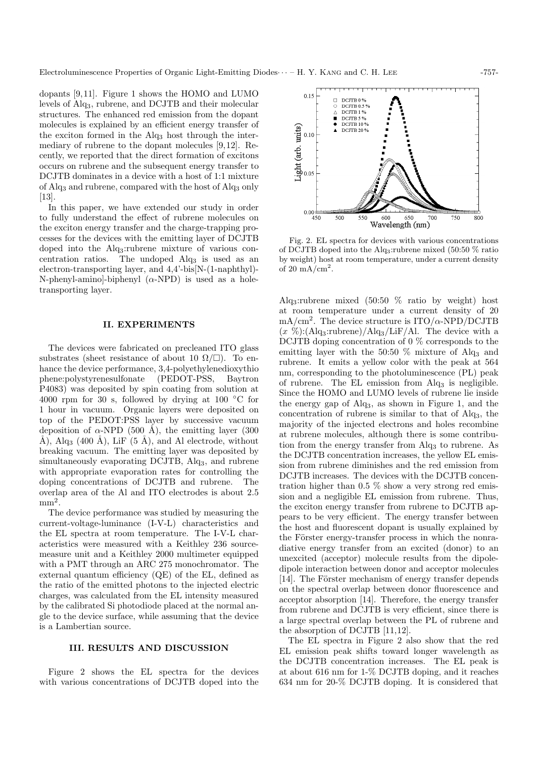dopants [9,11]. Figure 1 shows the HOMO and LUMO levels of $Alq_3$, rubrene, and DCJTB and their molecular structures. The enhanced red emission from the dopant molecules is explained by an efficient energy transfer of the exciton formed in the $Alq_3$ host through the intermediary of rubrene to the dopant molecules [9,12]. Recently, we reported that the direct formation of excitons occurs on rubrene and the subsequent energy transfer to DCJTB dominates in a device with a host of 1:1 mixture of $Alq_3$ and rubrene, compared with the host of $Alq_3$ only [13].

In this paper, we have extended our study in order to fully understand the effect of rubrene molecules on the exciton energy transfer and the charge-trapping processes for the devices with the emitting layer of DCJTB doped into the $Alq_3$:rubrene mixture of various concentration ratios. The undoped $Alq_3$ is used as an electron-transporting layer, and 4,4'-bis[N-(1-naphthyl)-N-phenyl-amino]-biphenyl ($\alpha$-NPD) is used as a hole-transporting layer.

## II. EXPERIMENTS

The devices were fabricated on precleaned ITO glass substrates (sheet resistance of about 10 $\Omega/\square$). To enhance the device performance, 3,4-polyethylenedioxythiophene:polystyrenesulfonate (PEDOT-PSS, Baytron P4083) was deposited by spin coating from solution at 4000 rpm for 30 s, followed by drying at 100 °C for 1 hour in vacuum. Organic layers were deposited on top of the PEDOT:PSS layer by successive vacuum deposition of $\alpha$-NPD (500 Å), the emitting layer (300 Å), $Alq_3$ (400 Å), LiF (5 Å), and Al electrode, without breaking vacuum. The emitting layer was deposited by simultaneously evaporating DCJTB, $Alq_3$, and rubrene with appropriate evaporation rates for controlling the doping concentrations of DCJTB and rubrene. The overlap area of the Al and ITO electrodes is about 2.5 $mm^2$.

The device performance was studied by measuring the current-voltage-luminance (I-V-L) characteristics and the EL spectra at room temperature. The I-V-L characteristics were measured with a Keithley 236 source-measure unit and a Keithley 2000 multimeter equipped with a PMT through an ARC 275 monochromator. The external quantum efficiency (QE) of the EL, defined as the ratio of the emitted photons to the injected electric charges, was calculated from the EL intensity measured by the calibrated Si photodiode placed at the normal angle to the device surface, while assuming that the device is a Lambertian source.

## III. RESULTS AND DISCUSSION

Figure 2 shows the EL spectra for the devices with various concentrations of DCJTB doped into the $Alq_3$:rubrene mixed (50:50 % ratio by weight) host at room temperature under a current density of 20 $mA/cm^2$. The device structure is ITO/$\alpha$-NPD/DCJTB ($x$ %):($Alq_3$:rubrene)/$Alq_3$/LiF/Al. The device with a DCJTB doping concentration of 0 % corresponds to the emitting layer with the 50:50 % mixture of $Alq_3$ and rubrene. It emits a yellow color with the peak at 564 nm, corresponding to the photoluminescence (PL) peak of rubrene. The EL emission from $Alq_3$ is negligible. Since the HOMO and LUMO levels of rubrene lie inside the energy gap of $Alq_3$, as shown in Figure 1, and the concentration of rubrene is similar to that of $Alq_3$, the majority of the injected electrons and holes recombine at rubrene molecules, although there is some contribution from the energy transfer from $Alq_3$ to rubrene. As the DCJTB concentration increases, the yellow EL emission from rubrene diminishes and the red emission from DCJTB increases. The devices with the DCJTB concentration higher than 0.5 % show a very strong red emission and a negligible EL emission from rubrene. Thus, the exciton energy transfer from rubrene to DCJTB appears to be very efficient. The energy transfer between the host and fluorescent dopant is usually explained by the Förster energy-transfer process in which the nonradiative energy transfer from an excited (donor) to an unexcited (acceptor) molecule results from the dipole-dipole interaction between donor and acceptor molecules [14]. The Förster mechanism of energy transfer depends on the spectral overlap between donor fluorescence and acceptor absorption [14]. Therefore, the energy transfer from rubrene and DCJTB is very efficient, since there is a large spectral overlap between the PL of rubrene and the absorption of DCJTB [11,12].

Fig. 2. EL spectra for devices with various concentrations of DCJTB doped into the $Alq_3$:rubrene mixed (50:50 % ratio by weight) host at room temperature, under a current density of 20 $mA/cm^2$.

The EL spectra in Figure 2 also show that the red EL emission peak shifts toward longer wavelength as the DCJTB concentration increases. The EL peak is at about 616 nm for 1-% DCJTB doping, and it reaches 634 nm for 20-% DCJTB doping. It is considered that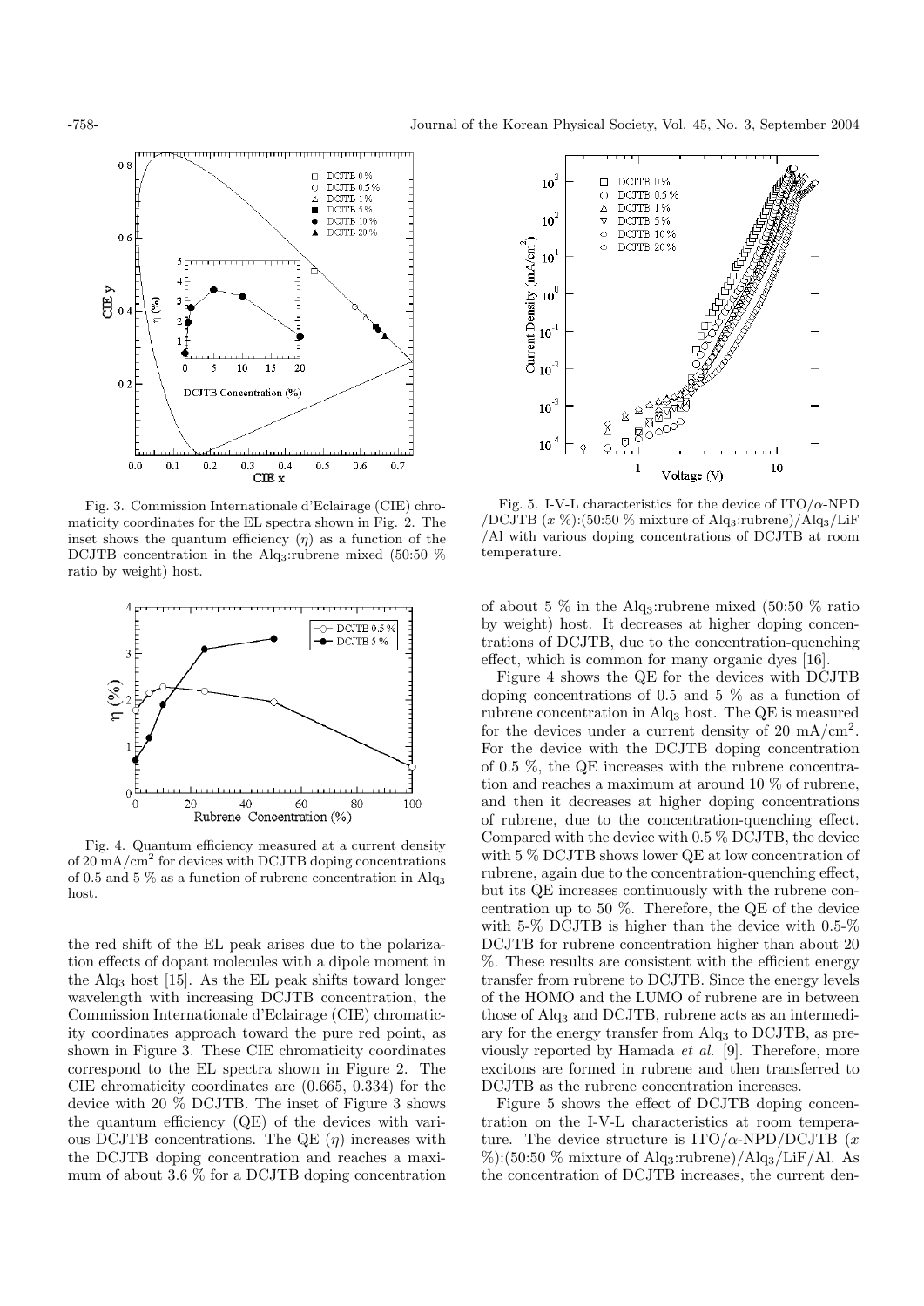Fig. 3. Commission Internationale d'Eclairage (CIE) chromaticity coordinates for the EL spectra shown in Fig. 2. The inset shows the quantum efficiency ($\eta$) as a function of the DCJTB concentration in the $Alq_3$:rubrene mixed (50:50 % ratio by weight) host.

Fig. 4. Quantum efficiency measured at a current density of 20 $mA/cm^2$ for devices with DCJTB doping concentrations of 0.5 and 5 % as a function of rubrene concentration in $Alq_3$ host.

the red shift of the EL peak arises due to the polarization effects of dopant molecules with a dipole moment in the $Alq_3$ host [15]. As the EL peak shifts toward longer wavelength with increasing DCJTB concentration, the Commission Internationale d'Eclairage (CIE) chromaticity coordinates approach toward the pure red point, as shown in Figure 3. These CIE chromaticity coordinates correspond to the EL spectra shown in Figure 2. The CIE chromaticity coordinates are (0.665, 0.334) for the device with 20 % DCJTB. The inset of Figure 3 shows the quantum efficiency (QE) of the devices with various DCJTB concentrations. The QE ($\eta$) increases with the DCJTB doping concentration and reaches a maximum of about 3.6 % for a DCJTB doping concentration of about 5 % in the $Alq_3$:rubrene mixed (50:50 % ratio by weight) host. It decreases at higher doping concentrations of DCJTB, due to the concentration-quenching effect, which is common for many organic dyes [16].

Figure 4 shows the QE for the devices with DCJTB doping concentrations of 0.5 and 5 % as a function of rubrene concentration in $Alq_3$ host. The QE is measured for the devices under a current density of 20 $mA/cm^2$. For the device with the DCJTB doping concentration of 0.5 %, the QE increases with the rubrene concentration and reaches a maximum at around 10 % of rubrene, and then it decreases at higher doping concentrations of rubrene, due to the concentration-quenching effect. Compared with the device with 0.5 % DCJTB, the device with 5 % DCJTB shows lower QE at low concentration of rubrene, again due to the concentration-quenching effect, but its QE increases continuously with the rubrene concentration up to 50 %. Therefore, the QE of the device with 5-% DCJTB is higher than the device with 0.5-% DCJTB for rubrene concentration higher than about 20 %. These results are consistent with the efficient energy transfer from rubrene to DCJTB. Since the energy levels of the HOMO and the LUMO of rubrene are in between those of $Alq_3$ and DCJTB, rubrene acts as an intermediary for the energy transfer from $Alq_3$ to DCJTB, as previously reported by Hamada *et al.* [9]. Therefore, more excitons are formed in rubrene and then transferred to DCJTB as the rubrene concentration increases.

Fig. 5. I-V-L characteristics for the device of ITO/$\alpha$-NPD /DCJTB ($x$ %):(50:50 % mixture of $Alq_3$:rubrene)/$Alq_3$/LiF /Al with various doping concentrations of DCJTB at room temperature.

Figure 5 shows the effect of DCJTB doping concentration on the I-V-L characteristics at room temperature. The device structure is ITO/$\alpha$-NPD/DCJTB ($x$ %):(50:50 % mixture of $Alq_3$:rubrene)/$Alq_3$/LiF/Al. As the concentration of DCJTB increases, the current den-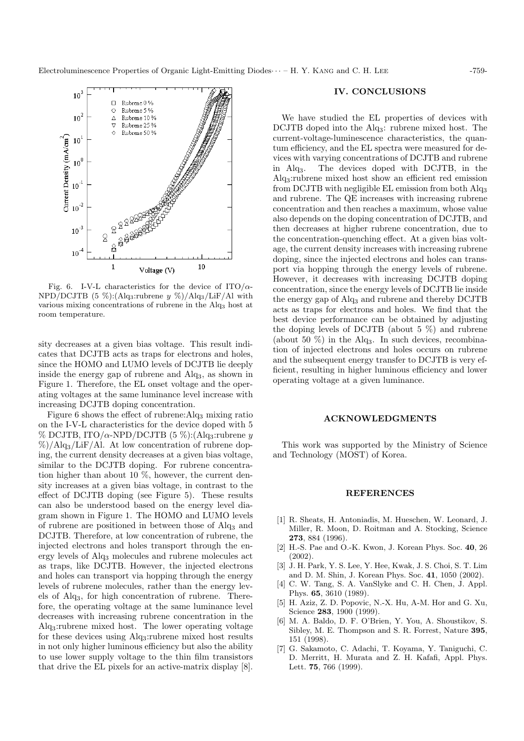Fig. 6. I-V-L characteristics for the device of ITO/$\alpha$-NPD/DCJTB (5 %):($Alq_3$:rubrene $y$ %)/$Alq_3$/LiF/Al with various mixing concentrations of rubrene in the $Alq_3$ host at room temperature.

sity decreases at a given bias voltage. This result indicates that DCJTB acts as traps for electrons and holes, since the HOMO and LUMO levels of DCJTB lie deeply inside the energy gap of rubrene and $Alq_3$, as shown in Figure 1. Therefore, the EL onset voltage and the operating voltages at the same luminance level increase with increasing DCJTB doping concentration.

Figure 6 shows the effect of rubrene:$Alq_3$ mixing ratio on the I-V-L characteristics for the device doped with 5 % DCJTB, ITO/$\alpha$-NPD/DCJTB (5 %):($Alq_3$:rubrene $y$ %)/$Alq_3$/LiF/Al. At low concentration of rubrene doping, the current density decreases at a given bias voltage, similar to the DCJTB doping. For rubrene concentration higher than about 10 %, however, the current density increases at a given bias voltage, in contrast to the effect of DCJTB doping (see Figure 5). These results can also be understood based on the energy level diagram shown in Figure 1. The HOMO and LUMO levels of rubrene are positioned in between those of $Alq_3$ and DCJTB. Therefore, at low concentration of rubrene, the injected electrons and holes transport through the energy levels of $Alq_3$ molecules and rubrene molecules act as traps, like DCJTB. However, the injected electrons and holes can transport via hopping through the energy levels of rubrene molecules, rather than the energy levels of $Alq_3$, for high concentration of rubrene. Therefore, the operating voltage at the same luminance level decreases with increasing rubrene concentration in the $Alq_3$:rubrene mixed host. The lower operating voltage for these devices using $Alq_3$:rubrene mixed host results in not only higher luminous efficiency but also the ability to use lower supply voltage to the thin film transistors that drive the EL pixels for an active-matrix display [8].

## IV. CONCLUSIONS

We have studied the EL properties of devices with DCJTB doped into the $Alq_3$: rubrene mixed host. The current-voltage-luminescence characteristics, the quantum efficiency, and the EL spectra were measured for devices with varying concentrations of DCJTB and rubrene in $Alq_3$. The devices doped with DCJTB, in the $Alq_3$:rubrene mixed host show an efficient red emission from DCJTB with negligible EL emission from both $Alq_3$ and rubrene. The QE increases with increasing rubrene concentration and then reaches a maximum, whose value also depends on the doping concentration of DCJTB, and then decreases at higher rubrene concentration, due to the concentration-quenching effect. At a given bias voltage, the current density increases with increasing rubrene doping, since the injected electrons and holes can transport via hopping through the energy levels of rubrene. However, it decreases with increasing DCJTB doping concentration, since the energy levels of DCJTB lie inside the energy gap of $Alq_3$ and rubrene and thereby DCJTB acts as traps for electrons and holes. We find that the best device performance can be obtained by adjusting the doping levels of DCJTB (about 5 %) and rubrene (about 50 %) in the $Alq_3$. In such devices, recombination of injected electrons and holes occurs on rubrene and the subsequent energy transfer to DCJTB is very efficient, resulting in higher luminous efficiency and lower operating voltage at a given luminance.

## ACKNOWLEDGMENTS

This work was supported by the Ministry of Science and Technology (MOST) of Korea.

## REFERENCES

[1] R. Sheats, H. Antoniadis, M. Hueschen, W. Leonard, J. Miller, R. Moon, D. Roitman and A. Stocking, Science **273**, 884 (1996).

[2] H.-S. Pae and O.-K. Kwon, J. Korean Phys. Soc. **40**, 26 (2002).

[3] J. H. Park, Y. S. Lee, Y. Hee, Kwak, J. S. Choi, S. T. Lim and D. M. Shin, J. Korean Phys. Soc. **41**, 1050 (2002).

[4] C. W. Tang, S. A. VanSlyke and C. H. Chen, J. Appl. Phys. **65**, 3610 (1989).

[5] H. Aziz, Z. D. Popovic, N.-X. Hu, A-M. Hor and G. Xu, Science **283**, 1900 (1999).

[6] M. A. Baldo, D. F. O'Brien, Y. You, A. Shoustikov, S. Sibley, M. E. Thompson and S. R. Forrest, Nature **395**, 151 (1998).

[7] G. Sakamoto, C. Adachi, T. Koyama, Y. Taniguchi, C. D. Merritt, H. Murata and Z. H. Kafafi, Appl. Phys. Lett. **75**, 766 (1999).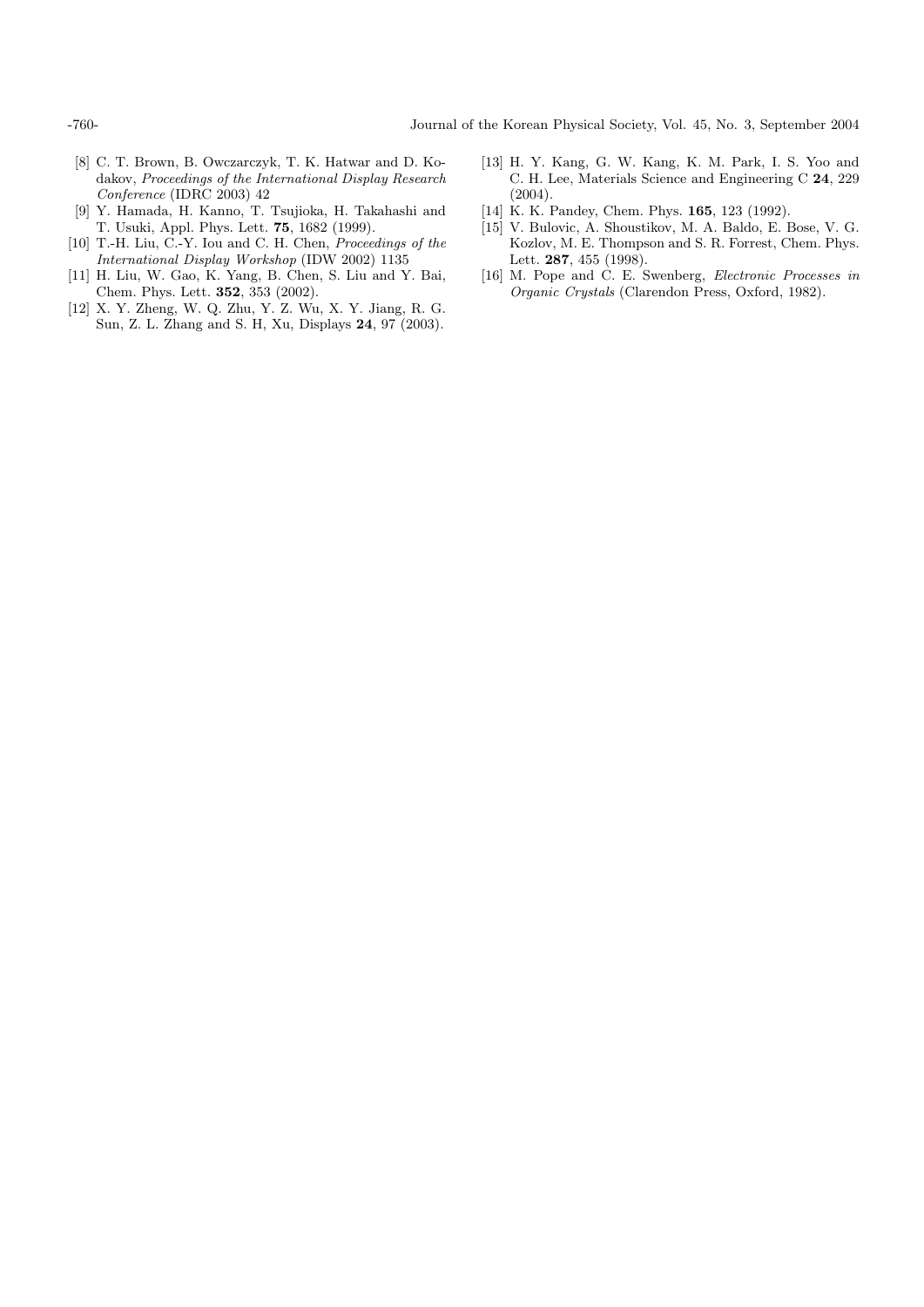[8] C. T. Brown, B. Owczarczyk, T. K. Hatwar and D. Kodakov, *Proceedings of the International Display Research Conference* (IDRC 2003) 42

[9] Y. Hamada, H. Kanno, T. Tsujioka, H. Takahashi and T. Usuki, Appl. Phys. Lett. **75**, 1682 (1999).

[10] T.-H. Liu, C.-Y. Iou and C. H. Chen, *Proceedings of the International Display Workshop* (IDW 2002) 1135

[11] H. Liu, W. Gao, K. Yang, B. Chen, S. Liu and Y. Bai, Chem. Phys. Lett. **352**, 353 (2002).

[12] X. Y. Zheng, W. Q. Zhu, Y. Z. Wu, X. Y. Jiang, R. G. Sun, Z. L. Zhang and S. H, Xu, Displays **24**, 97 (2003).

[13] H. Y. Kang, G. W. Kang, K. M. Park, I. S. Yoo and C. H. Lee, Materials Science and Engineering C **24**, 229 (2004).

[14] K. K. Pandey, Chem. Phys. **165**, 123 (1992).

[15] V. Bulovic, A. Shoustikov, M. A. Baldo, E. Bose, V. G. Kozlov, M. E. Thompson and S. R. Forrest, Chem. Phys. Lett. **287**, 455 (1998).

[16] M. Pope and C. E. Swenberg, *Electronic Processes in Organic Crystals* (Clarendon Press, Oxford, 1982).